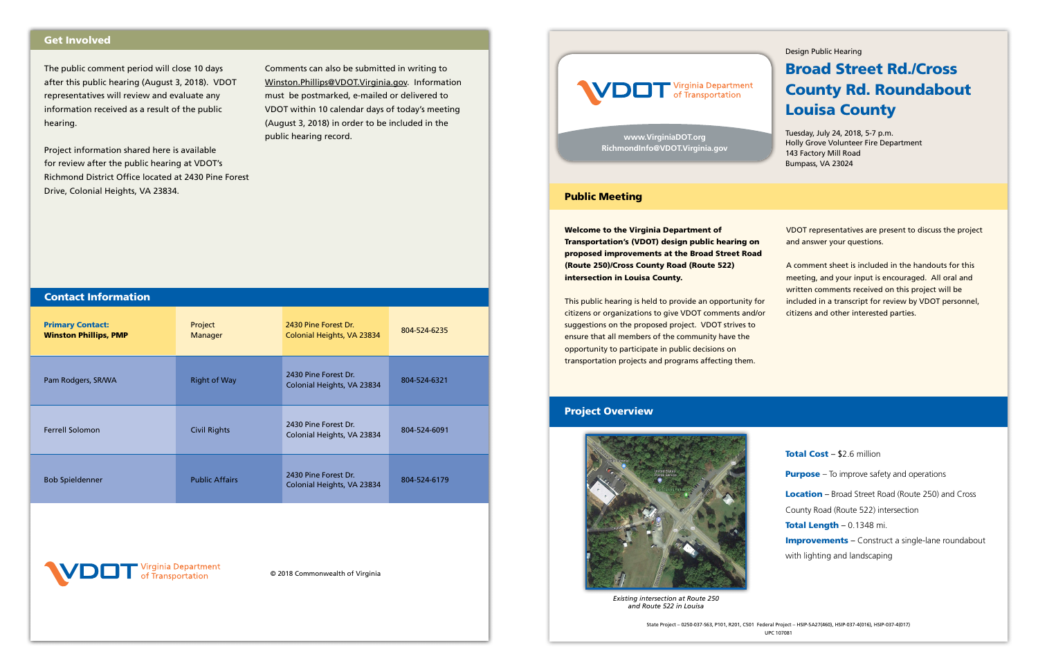## Get Involved

The public comment period will close 10 days after this public hearing (August 3, 2018). VDOT representatives will review and evaluate any information received as a result of the public hearing.

Project information shared here is available for review after the public hearing at VDOT's Richmond District Office located at 2430 Pine Forest Drive, Colonial Heights, VA 23834.

Comments can also be submitted in writing to Winston.Phillips@VDOT.Virginia.gov. Information must be postmarked, e-mailed or delivered to VDOT within 10 calendar days of today's meeting (August 3, 2018) in order to be included in the public hearing record.

## Contact Information

| | | | |
|---|---|---|---|
| **Primary Contact:** **Winston Phillips, PMP** | Project Manager | 2430 Pine Forest Dr. Colonial Heights, VA 23834 | 804-524-6235 |
| Pam Rodgers, SR/WA | Right of Way | 2430 Pine Forest Dr. Colonial Heights, VA 23834 | 804-524-6321 |
| Ferrell Solomon | Civil Rights | 2430 Pine Forest Dr. Colonial Heights, VA 23834 | 804-524-6091 |
| Bob Spieldenner | Public Affairs | 2430 Pine Forest Dr. Colonial Heights, VA 23834 | 804-524-6179 |

VDOT Virginia Department of Transportation

© 2018 Commonwealth of Virginia

---

VDOT Virginia Department of Transportation

www.VirginiaDOT.org
RichmondInfo@VDOT.Virginia.gov

Design Public Hearing

# Broad Street Rd./Cross County Rd. Roundabout Louisa County

Tuesday, July 24, 2018, 5-7 p.m.
Holly Grove Volunteer Fire Department
143 Factory Mill Road
Bumpass, VA 23024

## Public Meeting

**Welcome to the Virginia Department of Transportation's (VDOT) design public hearing on proposed improvements at the Broad Street Road (Route 250)/Cross County Road (Route 522) intersection in Louisa County.**

This public hearing is held to provide an opportunity for citizens or organizations to give VDOT comments and/or suggestions on the proposed project. VDOT strives to ensure that all members of the community have the opportunity to participate in public decisions on transportation projects and programs affecting them.

VDOT representatives are present to discuss the project and answer your questions.

A comment sheet is included in the handouts for this meeting, and your input is encouraged. All oral and written comments received on this project will be included in a transcript for review by VDOT personnel, citizens and other interested parties.

## Project Overview

*Existing intersection at Route 250 and Route 522 in Louisa*

**Total Cost** – $2.6 million

**Purpose** – To improve safety and operations

**Location** – Broad Street Road (Route 250) and Cross County Road (Route 522) intersection

**Total Length** – 0.1348 mi.

**Improvements** – Construct a single-lane roundabout with lighting and landscaping

State Project – 0250-037-563, P101, R201, C501 Federal Project – HSIP-5A27(460), HSIP-037-4(016), HSIP-037-4(017)
UPC 107081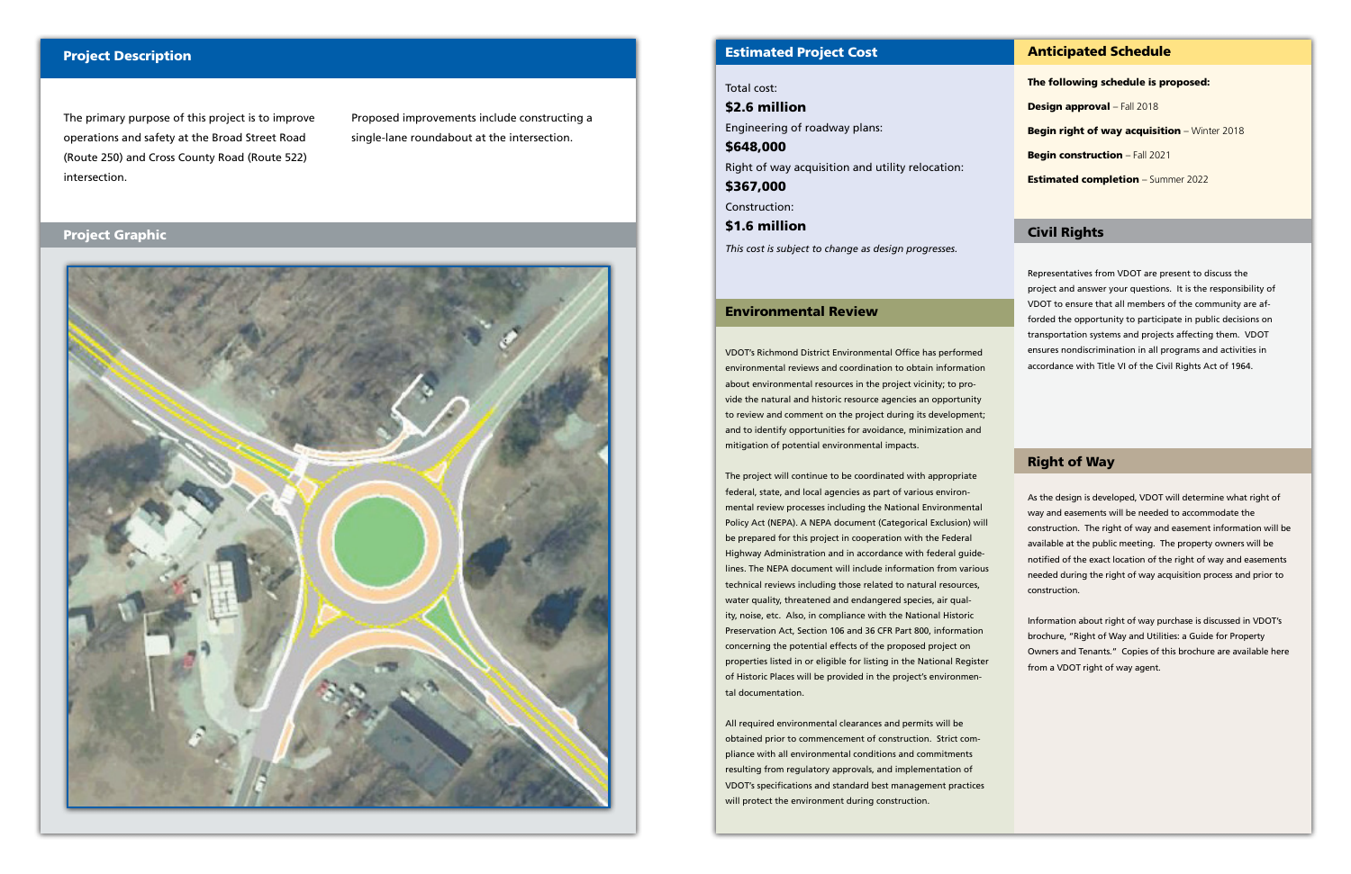## Project Description

The primary purpose of this project is to improve operations and safety at the Broad Street Road (Route 250) and Cross County Road (Route 522) intersection.

Proposed improvements include constructing a single-lane roundabout at the intersection.

## Project Graphic

## Estimated Project Cost

Total cost:
**$2.6 million**

Engineering of roadway plans:
**$648,000**

Right of way acquisition and utility relocation:
**$367,000**

Construction:
**$1.6 million**

*This cost is subject to change as design progresses.*

## Environmental Review

VDOT's Richmond District Environmental Office has performed environmental reviews and coordination to obtain information about environmental resources in the project vicinity; to provide the natural and historic resource agencies an opportunity to review and comment on the project during its development; and to identify opportunities for avoidance, minimization and mitigation of potential environmental impacts.

The project will continue to be coordinated with appropriate federal, state, and local agencies as part of various environmental review processes including the National Environmental Policy Act (NEPA). A NEPA document (Categorical Exclusion) will be prepared for this project in cooperation with the Federal Highway Administration and in accordance with federal guidelines. The NEPA document will include information from various technical reviews including those related to natural resources, water quality, threatened and endangered species, air quality, noise, etc. Also, in compliance with the National Historic Preservation Act, Section 106 and 36 CFR Part 800, information concerning the potential effects of the proposed project on properties listed in or eligible for listing in the National Register of Historic Places will be provided in the project's environmental documentation.

All required environmental clearances and permits will be obtained prior to commencement of construction. Strict compliance with all environmental conditions and commitments resulting from regulatory approvals, and implementation of VDOT's specifications and standard best management practices will protect the environment during construction.

## Anticipated Schedule

**The following schedule is proposed:**

**Design approval** – Fall 2018

**Begin right of way acquisition** – Winter 2018

**Begin construction** – Fall 2021

**Estimated completion** – Summer 2022

## Civil Rights

Representatives from VDOT are present to discuss the project and answer your questions. It is the responsibility of VDOT to ensure that all members of the community are afforded the opportunity to participate in public decisions on transportation systems and projects affecting them. VDOT ensures nondiscrimination in all programs and activities in accordance with Title VI of the Civil Rights Act of 1964.

## Right of Way

As the design is developed, VDOT will determine what right of way and easements will be needed to accommodate the construction. The right of way and easement information will be available at the public meeting. The property owners will be notified of the exact location of the right of way and easements needed during the right of way acquisition process and prior to construction.

Information about right of way purchase is discussed in VDOT's brochure, "Right of Way and Utilities: a Guide for Property Owners and Tenants." Copies of this brochure are available here from a VDOT right of way agent.